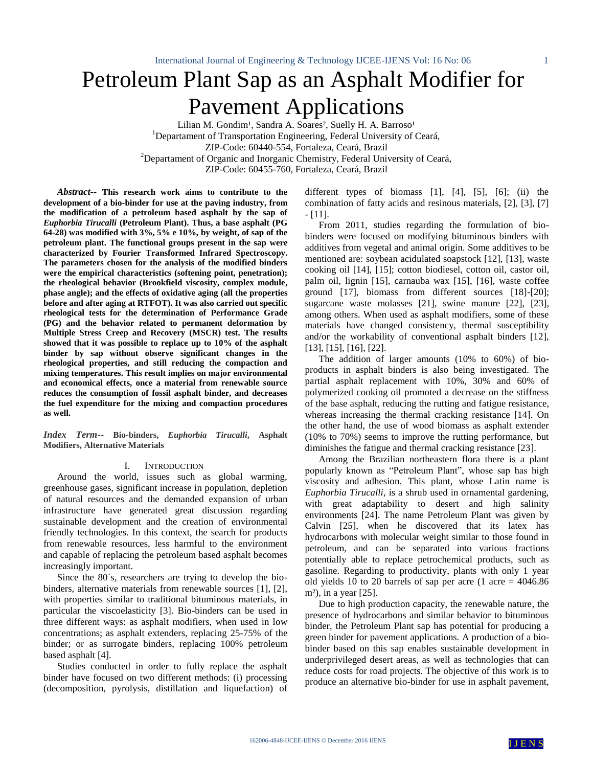# Petroleum Plant Sap as an Asphalt Modifier for Pavement Applications

Lilian M. Gondim[1], Sandra A. Soares[2], Suelly H. A. Barroso[1]

[1]Departament of Transportation Engineering, Federal University of Ceará, ZIP-Code: 60440-554, Fortaleza, Ceará, Brazil

[2]Departament of Organic and Inorganic Chemistry, Federal University of Ceará, ZIP-Code: 60455-760, Fortaleza, Ceará, Brazil

***Abstract*****-- This research work aims to contribute to the development of a bio-binder for use at the paving industry, from the modification of a petroleum based asphalt by the sap of *Euphorbia Tirucalli* (Petroleum Plant). Thus, a base asphalt (PG 64-28) was modified with 3%, 5% e 10%, by weight, of sap of the petroleum plant. The functional groups present in the sap were characterized by Fourier Transformed Infrared Spectroscopy. The parameters chosen for the analysis of the modified binders were the empirical characteristics (softening point, penetration); the rheological behavior (Brookfield viscosity, complex module, phase angle); and the effects of oxidative aging (all the properties before and after aging at RTFOT). It was also carried out specific rheological tests for the determination of Performance Grade (PG) and the behavior related to permanent deformation by Multiple Stress Creep and Recovery (MSCR) test. The results showed that it was possible to replace up to 10% of the asphalt binder by sap without observe significant changes in the rheological properties, and still reducing the compaction and mixing temperatures. This result implies on major environmental and economical effects, once a material from renewable source reduces the consumption of fossil asphalt binder, and decreases the fuel expenditure for the mixing and compaction procedures as well.**

***Index Term*****--** **Bio-binders, *Euphorbia Tirucalli*, Asphalt Modifiers, Alternative Materials**

## I. Introduction

Around the world, issues such as global warming, greenhouse gases, significant increase in population, depletion of natural resources and the demanded expansion of urban infrastructure have generated great discussion regarding sustainable development and the creation of environmental friendly technologies. In this context, the search for products from renewable resources, less harmful to the environment and capable of replacing the petroleum based asphalt becomes increasingly important.

Since the 80´s, researchers are trying to develop the bio-binders, alternative materials from renewable sources [1], [2], with properties similar to traditional bituminous materials, in particular the viscoelasticity [3]. Bio-binders can be used in three different ways: as asphalt modifiers, when used in low concentrations; as asphalt extenders, replacing 25-75% of the binder; or as surrogate binders, replacing 100% petroleum based asphalt [4].

Studies conducted in order to fully replace the asphalt binder have focused on two different methods: (i) processing (decomposition, pyrolysis, distillation and liquefaction) of different types of biomass [1], [4], [5], [6]; (ii) the combination of fatty acids and resinous materials, [2], [3], [7] - [11].

From 2011, studies regarding the formulation of bio-binders were focused on modifying bituminous binders with additives from vegetal and animal origin. Some additives to be mentioned are: soybean acidulated soapstock [12], [13], waste cooking oil [14], [15]; cotton biodiesel, cotton oil, castor oil, palm oil, lignin [15], carnauba wax [15], [16], waste coffee ground [17], biomass from different sources [18]-[20]; sugarcane waste molasses [21], swine manure [22], [23], among others. When used as asphalt modifiers, some of these materials have changed consistency, thermal susceptibility and/or the workability of conventional asphalt binders [12], [13], [15], [16], [22].

The addition of larger amounts (10% to 60%) of bio-products in asphalt binders is also being investigated. The partial asphalt replacement with 10%, 30% and 60% of polymerized cooking oil promoted a decrease on the stiffness of the base asphalt, reducing the rutting and fatigue resistance, whereas increasing the thermal cracking resistance [14]. On the other hand, the use of wood biomass as asphalt extender (10% to 70%) seems to improve the rutting performance, but diminishes the fatigue and thermal cracking resistance [23].

Among the Brazilian northeastern flora there is a plant popularly known as "Petroleum Plant", whose sap has high viscosity and adhesion. This plant, whose Latin name is *Euphorbia Tirucalli*, is a shrub used in ornamental gardening, with great adaptability to desert and high salinity environments [24]. The name Petroleum Plant was given by Calvin [25], when he discovered that its latex has hydrocarbons with molecular weight similar to those found in petroleum, and can be separated into various fractions potentially able to replace petrochemical products, such as gasoline. Regarding to productivity, plants with only 1 year old yields 10 to 20 barrels of sap per acre (1 acre = 4046.86 m²), in a year [25].

Due to high production capacity, the renewable nature, the presence of hydrocarbons and similar behavior to bituminous binder, the Petroleum Plant sap has potential for producing a green binder for pavement applications. A production of a bio-binder based on this sap enables sustainable development in underprivileged desert areas, as well as technologies that can reduce costs for road projects. The objective of this work is to produce an alternative bio-binder for use in asphalt pavement,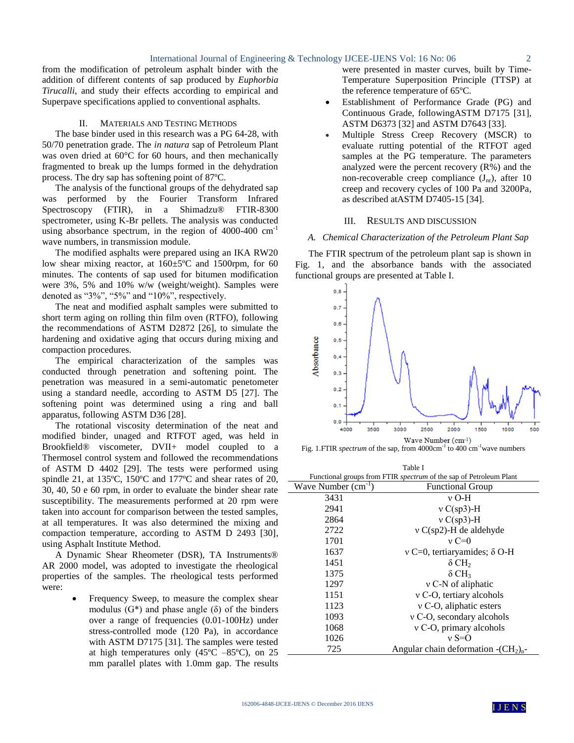from the modification of petroleum asphalt binder with the addition of different contents of sap produced by *Euphorbia Tirucalli*, and study their effects according to empirical and Superpave specifications applied to conventional asphalts.

## II. Materials and Testing Methods

The base binder used in this research was a PG 64-28, with 50/70 penetration grade. The *in natura* sap of Petroleum Plant was oven dried at 60°C for 60 hours, and then mechanically fragmented to break up the lumps formed in the dehydration process. The dry sap has softening point of 87ºC.

The analysis of the functional groups of the dehydrated sap was performed by the Fourier Transform Infrared Spectroscopy (FTIR), in a Shimadzu® FTIR-8300 spectrometer, using K-Br pellets. The analysis was conducted using absorbance spectrum, in the region of 4000-400 $cm^{-1}$ wave numbers, in transmission module.

The modified asphalts were prepared using an IKA RW20 low shear mixing reactor, at 160±5ºC and 1500rpm, for 60 minutes. The contents of sap used for bitumen modification were 3%, 5% and 10% w/w (weight/weight). Samples were denoted as "3%", "5%" and "10%", respectively.

The neat and modified asphalt samples were submitted to short term aging on rolling thin film oven (RTFO), following the recommendations of ASTM D2872 [26], to simulate the hardening and oxidative aging that occurs during mixing and compaction procedures.

The empirical characterization of the samples was conducted through penetration and softening point. The penetration was measured in a semi-automatic penetometer using a standard needle, according to ASTM D5 [27]. The softening point was determined using a ring and ball apparatus, following ASTM D36 [28].

The rotational viscosity determination of the neat and modified binder, unaged and RTFOT aged, was held in Brookfield® viscometer, DVII+ model coupled to a Thermosel control system and followed the recommendations of ASTM D 4402 [29]. The tests were performed using spindle 21, at 135ºC, 150ºC and 177ºC and shear rates of 20, 30, 40, 50 e 60 rpm, in order to evaluate the binder shear rate susceptibility. The measurements performed at 20 rpm were taken into account for comparison between the tested samples, at all temperatures. It was also determined the mixing and compaction temperature, according to ASTM D 2493 [30], using Asphalt Institute Method.

A Dynamic Shear Rheometer (DSR), TA Instruments® AR 2000 model, was adopted to investigate the rheological properties of the samples. The rheological tests performed were:

- Frequency Sweep, to measure the complex shear modulus (G*) and phase angle (δ) of the binders over a range of frequencies (0.01-100Hz) under stress-controlled mode (120 Pa), in accordance with ASTM D7175 [31]. The samples were tested at high temperatures only (45ºC –85ºC), on 25 mm parallel plates with 1.0mm gap. The results were presented in master curves, built by Time-Temperature Superposition Principle (TTSP) at the reference temperature of 65ºC.
- Establishment of Performance Grade (PG) and Continuous Grade, followingASTM D7175 [31], ASTM D6373 [32] and ASTM D7643 [33].
- Multiple Stress Creep Recovery (MSCR) to evaluate rutting potential of the RTFOT aged samples at the PG temperature. The parameters analyzed were the percent recovery (R%) and the non-recoverable creep compliance ($J_{nr}$), after 10 creep and recovery cycles of 100 Pa and 3200Pa, as described atASTM D7405-15 [34].

## III. Results and Discussion

### *A. Chemical Characterization of the Petroleum Plant Sap*

The FTIR spectrum of the petroleum plant sap is shown in Fig. 1, and the absorbance bands with the associated functional groups are presented at Table I.

Fig. 1.FTIR *spectrum* of the sap, from 4000$cm^{-1}$ to 400 $cm^{-1}$wave numbers

Table I

Functional groups from FTIR *spectrum* of the sap of Petroleum Plant

| Wave Number ($cm^{-1}$) | Functional Group |
|---|---|
| 3431 | ν O-H |
| 2941 | ν C(sp3)-H |
| 2864 | ν C(sp3)-H |
| 2722 | ν C(sp2)-H de aldehyde |
| 1701 | ν C=0 |
| 1637 | ν C=0, tertiaryamides; δ O-H |
| 1451 | δ $CH_2$ |
| 1375 | δ $CH_3$ |
| 1297 | ν C-N of aliphatic |
| 1151 | ν C-O, tertiary alcohols |
| 1123 | ν C-O, aliphatic esters |
| 1093 | ν C-O, secondary alcohols |
| 1068 | ν C-O, primary alcohols |
| 1026 | ν S=O |
| 725 | Angular chain deformation -$(CH_2)_n$- |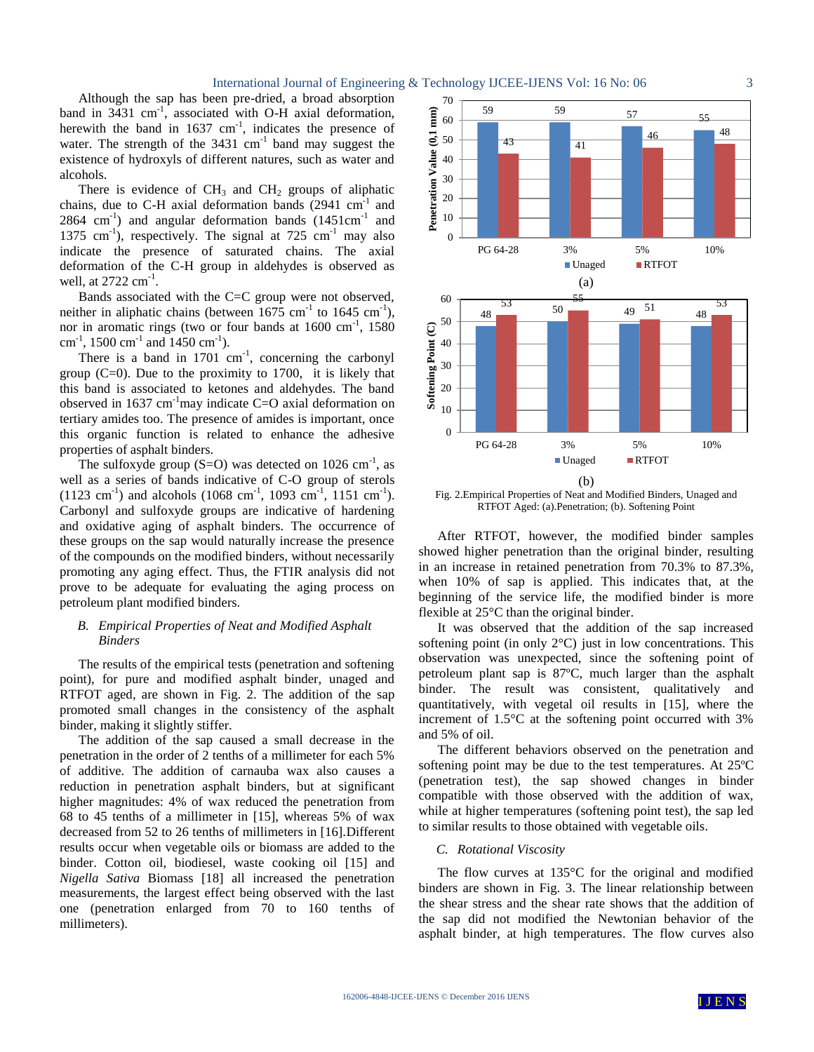Although the sap has been pre-dried, a broad absorption band in 3431 $cm^{-1}$, associated with O-H axial deformation, herewith the band in 1637 $cm^{-1}$, indicates the presence of water. The strength of the 3431 $cm^{-1}$ band may suggest the existence of hydroxyls of different natures, such as water and alcohols.

There is evidence of $CH_3$ and $CH_2$ groups of aliphatic chains, due to C-H axial deformation bands (2941 $cm^{-1}$ and 2864 $cm^{-1}$) and angular deformation bands (1451$cm^{-1}$ and 1375 $cm^{-1}$), respectively. The signal at 725 $cm^{-1}$ may also indicate the presence of saturated chains. The axial deformation of the C-H group in aldehydes is observed as well, at 2722 $cm^{-1}$.

Bands associated with the C=C group were not observed, neither in aliphatic chains (between 1675 $cm^{-1}$ to 1645 $cm^{-1}$), nor in aromatic rings (two or four bands at 1600 $cm^{-1}$, 1580 $cm^{-1}$, 1500 $cm^{-1}$ and 1450 $cm^{-1}$).

There is a band in 1701 $cm^{-1}$, concerning the carbonyl group (C=0). Due to the proximity to 1700, it is likely that this band is associated to ketones and aldehydes. The band observed in 1637 $cm^{-1}$may indicate C=O axial deformation on tertiary amides too. The presence of amides is important, once this organic function is related to enhance the adhesive properties of asphalt binders.

The sulfoxyde group (S=O) was detected on 1026 $cm^{-1}$, as well as a series of bands indicative of C-O group of sterols (1123 $cm^{-1}$) and alcohols (1068 $cm^{-1}$, 1093 $cm^{-1}$, 1151 $cm^{-1}$). Carbonyl and sulfoxyde groups are indicative of hardening and oxidative aging of asphalt binders. The occurrence of these groups on the sap would naturally increase the presence of the compounds on the modified binders, without necessarily promoting any aging effect. Thus, the FTIR analysis did not prove to be adequate for evaluating the aging process on petroleum plant modified binders.

### *B. Empirical Properties of Neat and Modified Asphalt Binders*

The results of the empirical tests (penetration and softening point), for pure and modified asphalt binder, unaged and RTFOT aged, are shown in Fig. 2. The addition of the sap promoted small changes in the consistency of the asphalt binder, making it slightly stiffer.

The addition of the sap caused a small decrease in the penetration in the order of 2 tenths of a millimeter for each 5% of additive. The addition of carnauba wax also causes a reduction in penetration asphalt binders, but at significant higher magnitudes: 4% of wax reduced the penetration from 68 to 45 tenths of a millimeter in [15], whereas 5% of wax decreased from 52 to 26 tenths of millimeters in [16].Different results occur when vegetable oils or biomass are added to the binder. Cotton oil, biodiesel, waste cooking oil [15] and *Nigella Sativa* Biomass [18] all increased the penetration measurements, the largest effect being observed with the last one (penetration enlarged from 70 to 160 tenths of millimeters).

| | PG 64-28 | 3% | 5% | 10% |
|---|---|---|---|---|
| Penetration Value (0,1 mm) – Unaged | 59 | 59 | 57 | 55 |
| Penetration Value (0,1 mm) – RTFOT | 43 | 41 | 46 | 48 |

(a)

| | PG 64-28 | 3% | 5% | 10% |
|---|---|---|---|---|
| Softening Point (C) – Unaged | 48 | 50 | 49 | 48 |
| Softening Point (C) – RTFOT | 53 | 55 | 51 | 53 |

(b)

Fig. 2.Empirical Properties of Neat and Modified Binders, Unaged and RTFOT Aged: (a).Penetration; (b). Softening Point

After RTFOT, however, the modified binder samples showed higher penetration than the original binder, resulting in an increase in retained penetration from 70.3% to 87.3%, when 10% of sap is applied. This indicates that, at the beginning of the service life, the modified binder is more flexible at 25°C than the original binder.

It was observed that the addition of the sap increased softening point (in only 2°C) just in low concentrations. This observation was unexpected, since the softening point of petroleum plant sap is 87ºC, much larger than the asphalt binder. The result was consistent, qualitatively and quantitatively, with vegetal oil results in [15], where the increment of 1.5°C at the softening point occurred with 3% and 5% of oil.

The different behaviors observed on the penetration and softening point may be due to the test temperatures. At 25ºC (penetration test), the sap showed changes in binder compatible with those observed with the addition of wax, while at higher temperatures (softening point test), the sap led to similar results to those obtained with vegetable oils.

### *C. Rotational Viscosity*

The flow curves at 135°C for the original and modified binders are shown in Fig. 3. The linear relationship between the shear stress and the shear rate shows that the addition of the sap did not modified the Newtonian behavior of the asphalt binder, at high temperatures. The flow curves also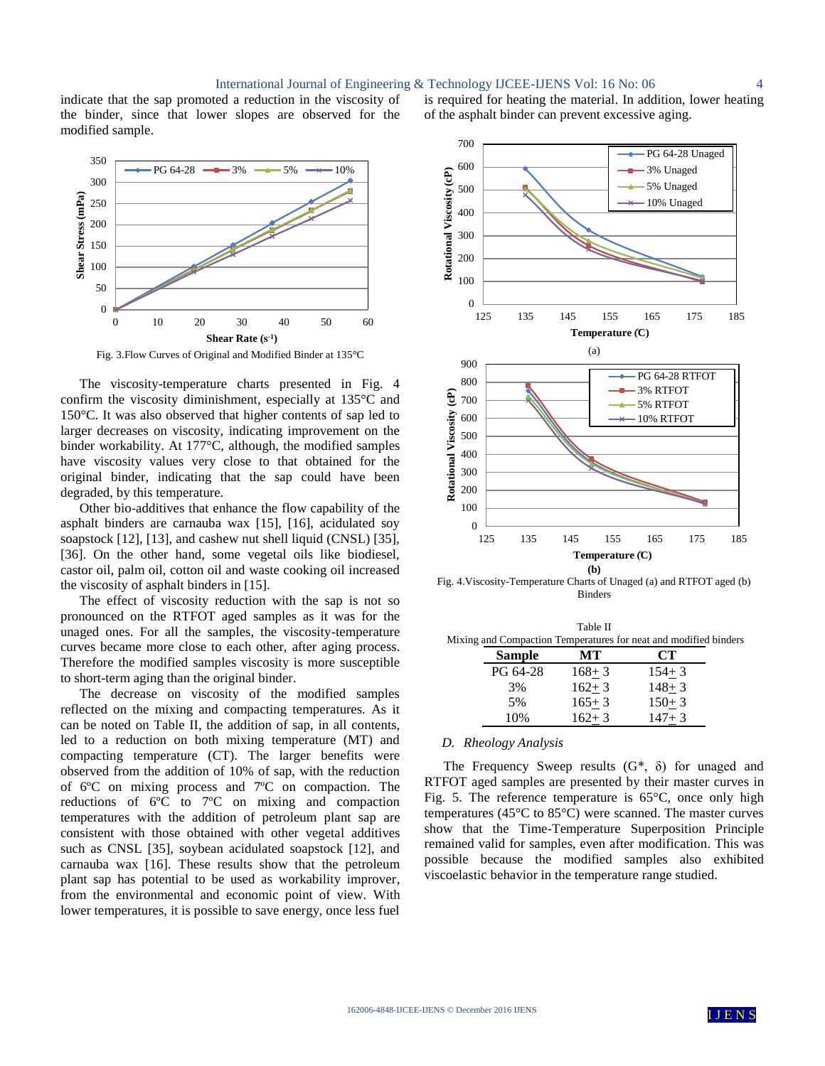indicate that the sap promoted a reduction in the viscosity of the binder, since that lower slopes are observed for the modified sample.

Fig. 3.Flow Curves of Original and Modified Binder at 135°C

The viscosity-temperature charts presented in Fig. 4 confirm the viscosity diminishment, especially at 135°C and 150°C. It was also observed that higher contents of sap led to larger decreases on viscosity, indicating improvement on the binder workability. At 177°C, although, the modified samples have viscosity values very close to that obtained for the original binder, indicating that the sap could have been degraded, by this temperature.

Other bio-additives that enhance the flow capability of the asphalt binders are carnauba wax [15], [16], acidulated soy soapstock [12], [13], and cashew nut shell liquid (CNSL) [35], [36]. On the other hand, some vegetal oils like biodiesel, castor oil, palm oil, cotton oil and waste cooking oil increased the viscosity of asphalt binders in [15].

The effect of viscosity reduction with the sap is not so pronounced on the RTFOT aged samples as it was for the unaged ones. For all the samples, the viscosity-temperature curves became more close to each other, after aging process. Therefore the modified samples viscosity is more susceptible to short-term aging than the original binder.

The decrease on viscosity of the modified samples reflected on the mixing and compacting temperatures. As it can be noted on Table II, the addition of sap, in all contents, led to a reduction on both mixing temperature (MT) and compacting temperature (CT). The larger benefits were observed from the addition of 10% of sap, with the reduction of 6ºC on mixing process and 7ºC on compaction. The reductions of 6ºC to 7ºC on mixing and compaction temperatures with the addition of petroleum plant sap are consistent with those obtained with other vegetal additives such as CNSL [35], soybean acidulated soapstock [12], and carnauba wax [16]. These results show that the petroleum plant sap has potential to be used as workability improver, from the environmental and economic point of view. With lower temperatures, it is possible to save energy, once less fuel is required for heating the material. In addition, lower heating of the asphalt binder can prevent excessive aging.

Fig. 4.Viscosity-Temperature Charts of Unaged (a) and RTFOT aged (b) Binders

Table II
Mixing and Compaction Temperatures for neat and modified binders

| Sample | MT | CT |
|---|---|---|
| PG 64-28 | 168± 3 | 154± 3 |
| 3% | 162± 3 | 148± 3 |
| 5% | 165± 3 | 150± 3 |
| 10% | 162± 3 | 147± 3 |

### *D. Rheology Analysis*

The Frequency Sweep results ($G^*$, $\delta$) for unaged and RTFOT aged samples are presented by their master curves in Fig. 5. The reference temperature is 65°C, once only high temperatures (45°C to 85°C) were scanned. The master curves show that the Time-Temperature Superposition Principle remained valid for samples, even after modification. This was possible because the modified samples also exhibited viscoelastic behavior in the temperature range studied.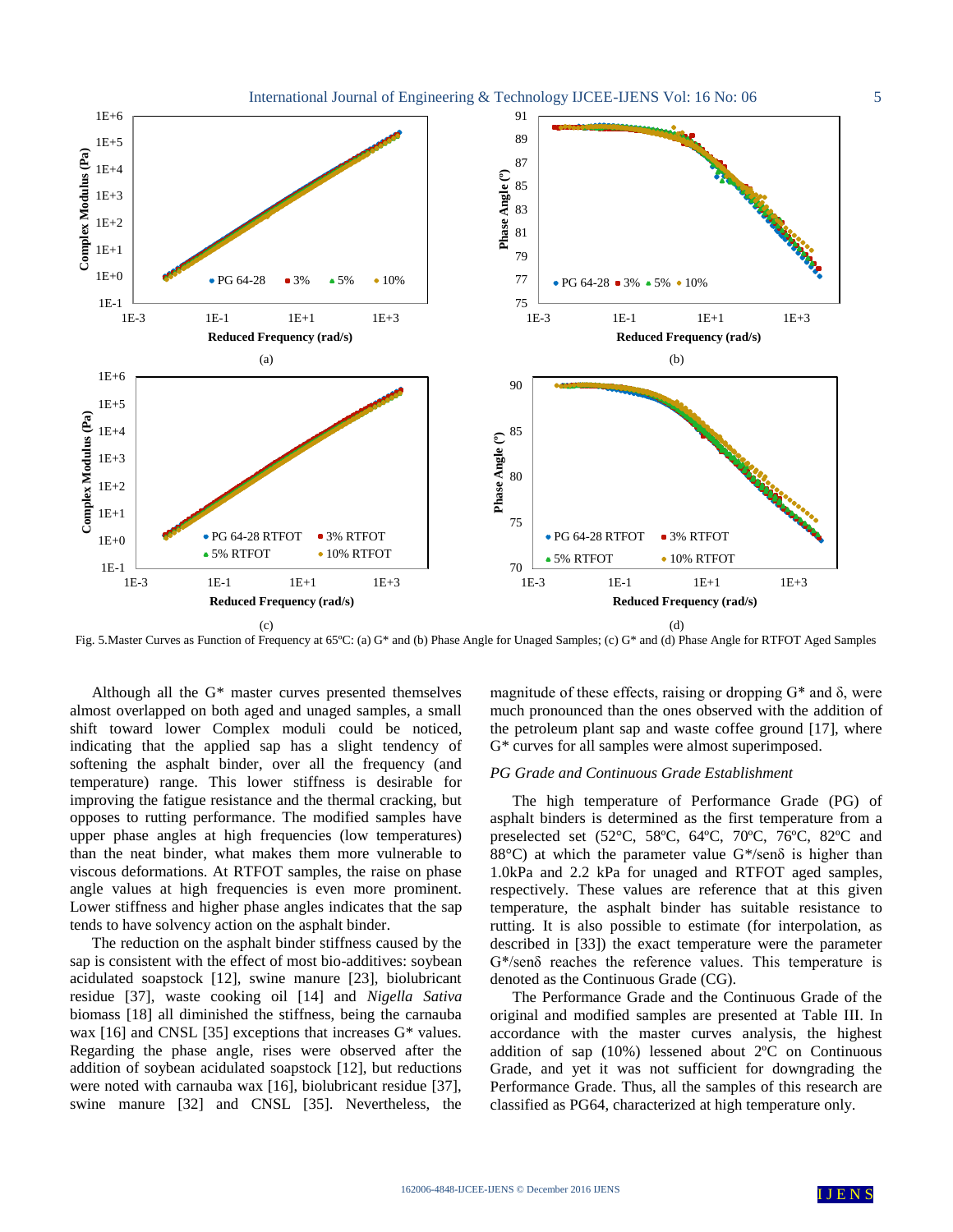Fig. 5.Master Curves as Function of Frequency at 65ºC: (a) G* and (b) Phase Angle for Unaged Samples; (c) G* and (d) Phase Angle for RTFOT Aged Samples

Although all the G* master curves presented themselves almost overlapped on both aged and unaged samples, a small shift toward lower Complex moduli could be noticed, indicating that the applied sap has a slight tendency of softening the asphalt binder, over all the frequency (and temperature) range. This lower stiffness is desirable for improving the fatigue resistance and the thermal cracking, but opposes to rutting performance. The modified samples have upper phase angles at high frequencies (low temperatures) than the neat binder, what makes them more vulnerable to viscous deformations. At RTFOT samples, the raise on phase angle values at high frequencies is even more prominent. Lower stiffness and higher phase angles indicates that the sap tends to have solvency action on the asphalt binder.

The reduction on the asphalt binder stiffness caused by the sap is consistent with the effect of most bio-additives: soybean acidulated soapstock [12], swine manure [23], biolubricant residue [37], waste cooking oil [14] and *Nigella Sativa* biomass [18] all diminished the stiffness, being the carnauba wax [16] and CNSL [35] exceptions that increases G* values. Regarding the phase angle, rises were observed after the addition of soybean acidulated soapstock [12], but reductions were noted with carnauba wax [16], biolubricant residue [37], swine manure [32] and CNSL [35]. Nevertheless, the magnitude of these effects, raising or dropping G* and δ, were much pronounced than the ones observed with the addition of the petroleum plant sap and waste coffee ground [17], where G* curves for all samples were almost superimposed.

*PG Grade and Continuous Grade Establishment*

The high temperature of Performance Grade (PG) of asphalt binders is determined as the first temperature from a preselected set (52°C, 58ºC, 64ºC, 70ºC, 76ºC, 82ºC and 88°C) at which the parameter value G*/senδ is higher than 1.0kPa and 2.2 kPa for unaged and RTFOT aged samples, respectively. These values are reference that at this given temperature, the asphalt binder has suitable resistance to rutting. It is also possible to estimate (for interpolation, as described in [33]) the exact temperature were the parameter G*/senδ reaches the reference values. This temperature is denoted as the Continuous Grade (CG).

The Performance Grade and the Continuous Grade of the original and modified samples are presented at Table III. In accordance with the master curves analysis, the highest addition of sap (10%) lessened about 2ºC on Continuous Grade, and yet it was not sufficient for downgrading the Performance Grade. Thus, all the samples of this research are classified as PG64, characterized at high temperature only.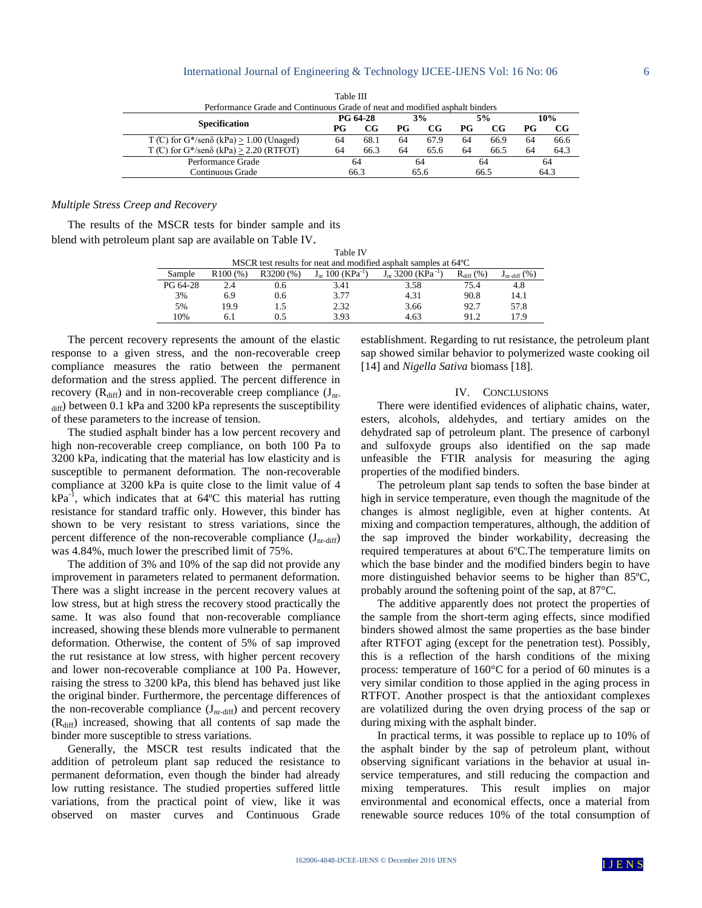Table III
Performance Grade and Continuous Grade of neat and modified asphalt binders

| Specification | PG 64-28 | | 3% | | 5% | | 10% | |
|---|---|---|---|---|---|---|---|---|
| | PG | CG | PG | CG | PG | CG | PG | CG |
| T (C) for G*/senδ (kPa) ≥ 1.00 (Unaged) | 64 | 68.1 | 64 | 67.9 | 64 | 66.9 | 64 | 66.6 |
| T (C) for G*/senδ (kPa) ≥ 2.20 (RTFOT) | 64 | 66.3 | 64 | 65.6 | 64 | 66.5 | 64 | 64.3 |
| Performance Grade | 64 | | 64 | | 64 | | 64 | |
| Continuous Grade | 66.3 | | 65.6 | | 66.5 | | 64.3 | |

*Multiple Stress Creep and Recovery*

The results of the MSCR tests for binder sample and its blend with petroleum plant sap are available on Table IV.

Table IV
MSCR test results for neat and modified asphalt samples at 64ºC

| Sample | R100 (%) | R3200 (%) | $J_{nr}$ 100 ($KPa^{-1}$) | $J_{nr}$ 3200 ($KPa^{-1}$) | $R_{diff}$ (%) | $J_{nr\text{-}diff}$ (%) |
|---|---|---|---|---|---|---|
| PG 64-28 | 2.4 | 0.6 | 3.41 | 3.58 | 75.4 | 4.8 |
| 3% | 6.9 | 0.6 | 3.77 | 4.31 | 90.8 | 14.1 |
| 5% | 19.9 | 1.5 | 2.32 | 3.66 | 92.7 | 57.8 |
| 10% | 6.1 | 0.5 | 3.93 | 4.63 | 91.2 | 17.9 |

The percent recovery represents the amount of the elastic response to a given stress, and the non-recoverable creep compliance measures the ratio between the permanent deformation and the stress applied. The percent difference in recovery ($R_{diff}$) and in non-recoverable creep compliance ($J_{nr\text{-}diff}$) between 0.1 kPa and 3200 kPa represents the susceptibility of these parameters to the increase of tension.

The studied asphalt binder has a low percent recovery and high non-recoverable creep compliance, on both 100 Pa to 3200 kPa, indicating that the material has low elasticity and is susceptible to permanent deformation. The non-recoverable compliance at 3200 kPa is quite close to the limit value of 4 $kPa^{-1}$, which indicates that at 64ºC this material has rutting resistance for standard traffic only. However, this binder has shown to be very resistant to stress variations, since the percent difference of the non-recoverable compliance ($J_{nr\text{-}diff}$) was 4.84%, much lower the prescribed limit of 75%.

The addition of 3% and 10% of the sap did not provide any improvement in parameters related to permanent deformation. There was a slight increase in the percent recovery values at low stress, but at high stress the recovery stood practically the same. It was also found that non-recoverable compliance increased, showing these blends more vulnerable to permanent deformation. Otherwise, the content of 5% of sap improved the rut resistance at low stress, with higher percent recovery and lower non-recoverable compliance at 100 Pa. However, raising the stress to 3200 kPa, this blend has behaved just like the original binder. Furthermore, the percentage differences of the non-recoverable compliance ($J_{nr\text{-}diff}$) and percent recovery ($R_{diff}$) increased, showing that all contents of sap made the binder more susceptible to stress variations.

Generally, the MSCR test results indicated that the addition of petroleum plant sap reduced the resistance to permanent deformation, even though the binder had already low rutting resistance. The studied properties suffered little variations, from the practical point of view, like it was observed on master curves and Continuous Grade establishment. Regarding to rut resistance, the petroleum plant sap showed similar behavior to polymerized waste cooking oil [14] and *Nigella Sativa* biomass [18].

## IV. Conclusions

There were identified evidences of aliphatic chains, water, esters, alcohols, aldehydes, and tertiary amides on the dehydrated sap of petroleum plant. The presence of carbonyl and sulfoxyde groups also identified on the sap made unfeasible the FTIR analysis for measuring the aging properties of the modified binders.

The petroleum plant sap tends to soften the base binder at high in service temperature, even though the magnitude of the changes is almost negligible, even at higher contents. At mixing and compaction temperatures, although, the addition of the sap improved the binder workability, decreasing the required temperatures at about 6ºC.The temperature limits on which the base binder and the modified binders begin to have more distinguished behavior seems to be higher than 85ºC, probably around the softening point of the sap, at 87°C.

The additive apparently does not protect the properties of the sample from the short-term aging effects, since modified binders showed almost the same properties as the base binder after RTFOT aging (except for the penetration test). Possibly, this is a reflection of the harsh conditions of the mixing process: temperature of 160°C for a period of 60 minutes is a very similar condition to those applied in the aging process in RTFOT. Another prospect is that the antioxidant complexes are volatilized during the oven drying process of the sap or during mixing with the asphalt binder.

In practical terms, it was possible to replace up to 10% of the asphalt binder by the sap of petroleum plant, without observing significant variations in the behavior at usual in-service temperatures, and still reducing the compaction and mixing temperatures. This result implies on major environmental and economical effects, once a material from renewable source reduces 10% of the total consumption of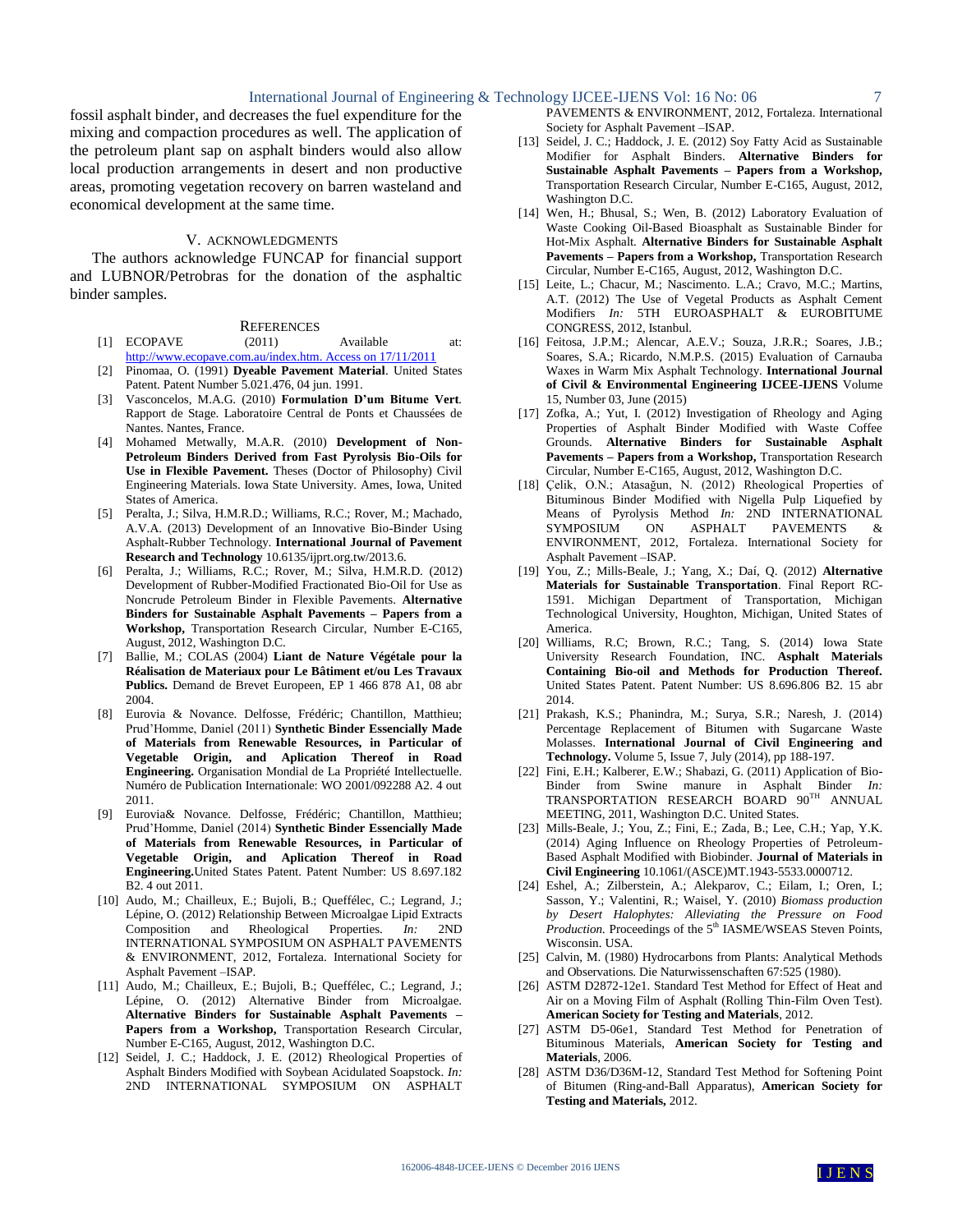fossil asphalt binder, and decreases the fuel expenditure for the mixing and compaction procedures as well. The application of the petroleum plant sap on asphalt binders would also allow local production arrangements in desert and non productive areas, promoting vegetation recovery on barren wasteland and economical development at the same time.

## V. ACKNOWLEDGMENTS

The authors acknowledge FUNCAP for financial support and LUBNOR/Petrobras for the donation of the asphaltic binder samples.

## REFERENCES

[1] ECOPAVE (2011) Available at: http://www.ecopave.com.au/index.htm. Access on 17/11/2011

[2] Pinomaa, O. (1991) **Dyeable Pavement Material**. United States Patent. Patent Number 5.021.476, 04 jun. 1991.

[3] Vasconcelos, M.A.G. (2010) **Formulation D'um Bitume Vert**. Rapport de Stage. Laboratoire Central de Ponts et Chaussées de Nantes. Nantes, France.

[4] Mohamed Metwally, M.A.R. (2010) **Development of Non-Petroleum Binders Derived from Fast Pyrolysis Bio-Oils for Use in Flexible Pavement.** Theses (Doctor of Philosophy) Civil Engineering Materials. Iowa State University. Ames, Iowa, United States of America.

[5] Peralta, J.; Silva, H.M.R.D.; Williams, R.C.; Rover, M.; Machado, A.V.A. (2013) Development of an Innovative Bio-Binder Using Asphalt-Rubber Technology. **International Journal of Pavement Research and Technology** 10.6135/ijprt.org.tw/2013.6.

[6] Peralta, J.; Williams, R.C.; Rover, M.; Silva, H.M.R.D. (2012) Development of Rubber-Modified Fractionated Bio-Oil for Use as Noncrude Petroleum Binder in Flexible Pavements. **Alternative Binders for Sustainable Asphalt Pavements – Papers from a Workshop,** Transportation Research Circular, Number E-C165, August, 2012, Washington D.C.

[7] Ballie, M.; COLAS (2004) **Liant de Nature Végétale pour la Réalisation de Materiaux pour Le Bâtiment et/ou Les Travaux Publics.** Demand de Brevet Europeen, EP 1 466 878 A1, 08 abr 2004.

[8] Eurovia & Novance. Delfosse, Frédéric; Chantillon, Matthieu; Prud'Homme, Daniel (2011) **Synthetic Binder Essencially Made of Materials from Renewable Resources, in Particular of Vegetable Origin, and Aplication Thereof in Road Engineering.** Organisation Mondial de La Propriété Intellectuelle. Numéro de Publication Internationale: WO 2001/092288 A2. 4 out 2011.

[9] Eurovia& Novance. Delfosse, Frédéric; Chantillon, Matthieu; Prud'Homme, Daniel (2014) **Synthetic Binder Essencially Made of Materials from Renewable Resources, in Particular of Vegetable Origin, and Aplication Thereof in Road Engineering.**United States Patent. Patent Number: US 8.697.182 B2. 4 out 2011.

[10] Audo, M.; Chailleux, E.; Bujoli, B.; Queffélec, C.; Legrand, J.; Lépine, O. (2012) Relationship Between Microalgae Lipid Extracts Composition and Rheological Properties. *In:* 2ND INTERNATIONAL SYMPOSIUM ON ASPHALT PAVEMENTS & ENVIRONMENT, 2012, Fortaleza. International Society for Asphalt Pavement –ISAP.

[11] Audo, M.; Chailleux, E.; Bujoli, B.; Queffélec, C.; Legrand, J.; Lépine, O. (2012) Alternative Binder from Microalgae. **Alternative Binders for Sustainable Asphalt Pavements – Papers from a Workshop,** Transportation Research Circular, Number E-C165, August, 2012, Washington D.C.

[12] Seidel, J. C.; Haddock, J. E. (2012) Rheological Properties of Asphalt Binders Modified with Soybean Acidulated Soapstock. *In:* 2ND INTERNATIONAL SYMPOSIUM ON ASPHALT PAVEMENTS & ENVIRONMENT, 2012, Fortaleza. International Society for Asphalt Pavement –ISAP.

[13] Seidel, J. C.; Haddock, J. E. (2012) Soy Fatty Acid as Sustainable Modifier for Asphalt Binders. **Alternative Binders for Sustainable Asphalt Pavements – Papers from a Workshop,** Transportation Research Circular, Number E-C165, August, 2012, Washington D.C.

[14] Wen, H.; Bhusal, S.; Wen, B. (2012) Laboratory Evaluation of Waste Cooking Oil-Based Bioasphalt as Sustainable Binder for Hot-Mix Asphalt. **Alternative Binders for Sustainable Asphalt Pavements – Papers from a Workshop,** Transportation Research Circular, Number E-C165, August, 2012, Washington D.C.

[15] Leite, L.; Chacur, M.; Nascimento. L.A.; Cravo, M.C.; Martins, A.T. (2012) The Use of Vegetal Products as Asphalt Cement Modifiers *In:* 5TH EUROASPHALT & EUROBITUME CONGRESS, 2012, Istanbul.

[16] Feitosa, J.P.M.; Alencar, A.E.V.; Souza, J.R.R.; Soares, J.B.; Soares, S.A.; Ricardo, N.M.P.S. (2015) Evaluation of Carnauba Waxes in Warm Mix Asphalt Technology. **International Journal of Civil & Environmental Engineering IJCEE-IJENS** Volume 15, Number 03, June (2015)

[17] Zofka, A.; Yut, I. (2012) Investigation of Rheology and Aging Properties of Asphalt Binder Modified with Waste Coffee Grounds. **Alternative Binders for Sustainable Asphalt Pavements – Papers from a Workshop,** Transportation Research Circular, Number E-C165, August, 2012, Washington D.C.

[18] Çelik, O.N.; Atasağun, N. (2012) Rheological Properties of Bituminous Binder Modified with Nigella Pulp Liquefied by Means of Pyrolysis Method *In:* 2ND INTERNATIONAL SYMPOSIUM ON ASPHALT PAVEMENTS & ENVIRONMENT, 2012, Fortaleza. International Society for Asphalt Pavement –ISAP.

[19] You, Z.; Mills-Beale, J.; Yang, X.; Daí, Q. (2012) **Alternative Materials for Sustainable Transportation**. Final Report RC-1591. Michigan Department of Transportation, Michigan Technological University, Houghton, Michigan, United States of America.

[20] Williams, R.C; Brown, R.C.; Tang, S. (2014) Iowa State University Research Foundation, INC. **Asphalt Materials Containing Bio-oil and Methods for Production Thereof.** United States Patent. Patent Number: US 8.696.806 B2. 15 abr 2014.

[21] Prakash, K.S.; Phanindra, M.; Surya, S.R.; Naresh, J. (2014) Percentage Replacement of Bitumen with Sugarcane Waste Molasses. **International Journal of Civil Engineering and Technology.** Volume 5, Issue 7, July (2014), pp 188-197.

[22] Fini, E.H.; Kalberer, E.W.; Shabazi, G. (2011) Application of Bio-Binder from Swine manure in Asphalt Binder *In:* TRANSPORTATION RESEARCH BOARD 90TH ANNUAL MEETING, 2011, Washington D.C. United States.

[23] Mills-Beale, J.; You, Z.; Fini, E.; Zada, B.; Lee, C.H.; Yap, Y.K. (2014) Aging Influence on Rheology Properties of Petroleum-Based Asphalt Modified with Biobinder. **Journal of Materials in Civil Engineering** 10.1061/(ASCE)MT.1943-5533.0000712.

[24] Eshel, A.; Zilberstein, A.; Alekparov, C.; Eilam, I.; Oren, I.; Sasson, Y.; Valentini, R.; Waisel, Y. (2010) *Biomass production by Desert Halophytes: Alleviating the Pressure on Food Production*. Proceedings of the 5th IASME/WSEAS Steven Points, Wisconsin. USA.

[25] Calvin, M. (1980) Hydrocarbons from Plants: Analytical Methods and Observations. Die Naturwissenschaften 67:525 (1980).

[26] ASTM D2872-12e1. Standard Test Method for Effect of Heat and Air on a Moving Film of Asphalt (Rolling Thin-Film Oven Test). **American Society for Testing and Materials**, 2012.

[27] ASTM D5-06e1, Standard Test Method for Penetration of Bituminous Materials, **American Society for Testing and Materials**, 2006.

[28] ASTM D36/D36M-12, Standard Test Method for Softening Point of Bitumen (Ring-and-Ball Apparatus), **American Society for Testing and Materials,** 2012.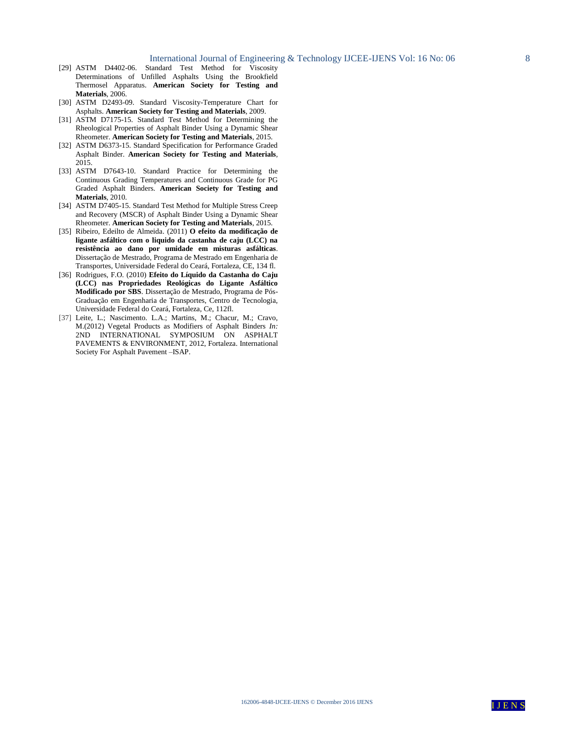[29] ASTM D4402-06. Standard Test Method for Viscosity Determinations of Unfilled Asphalts Using the Brookfield Thermosel Apparatus. **American Society for Testing and Materials**, 2006.

[30] ASTM D2493-09. Standard Viscosity-Temperature Chart for Asphalts. **American Society for Testing and Materials**, 2009.

[31] ASTM D7175-15. Standard Test Method for Determining the Rheological Properties of Asphalt Binder Using a Dynamic Shear Rheometer. **American Society for Testing and Materials**, 2015.

[32] ASTM D6373-15. Standard Specification for Performance Graded Asphalt Binder. **American Society for Testing and Materials**, 2015.

[33] ASTM D7643-10. Standard Practice for Determining the Continuous Grading Temperatures and Continuous Grade for PG Graded Asphalt Binders. **American Society for Testing and Materials**, 2010.

[34] ASTM D7405-15. Standard Test Method for Multiple Stress Creep and Recovery (MSCR) of Asphalt Binder Using a Dynamic Shear Rheometer. **American Society for Testing and Materials**, 2015.

[35] Ribeiro, Edeilto de Almeida. (2011) **O efeito da modificação de ligante asfáltico com o liquido da castanha de caju (LCC) na resistência ao dano por umidade em misturas asfálticas**. Dissertação de Mestrado, Programa de Mestrado em Engenharia de Transportes, Universidade Federal do Ceará, Fortaleza, CE, 134 fl.

[36] Rodrigues, F.O. (2010) **Efeito do Líquido da Castanha do Caju (LCC) nas Propriedades Reológicas do Ligante Asfáltico Modificado por SBS**. Dissertação de Mestrado, Programa de Pós-Graduação em Engenharia de Transportes, Centro de Tecnologia, Universidade Federal do Ceará, Fortaleza, Ce, 112fl.

[37] Leite, L.; Nascimento. L.A.; Martins, M.; Chacur, M.; Cravo, M.(2012) Vegetal Products as Modifiers of Asphalt Binders *In:* 2ND INTERNATIONAL SYMPOSIUM ON ASPHALT PAVEMENTS & ENVIRONMENT, 2012, Fortaleza. International Society For Asphalt Pavement –ISAP.